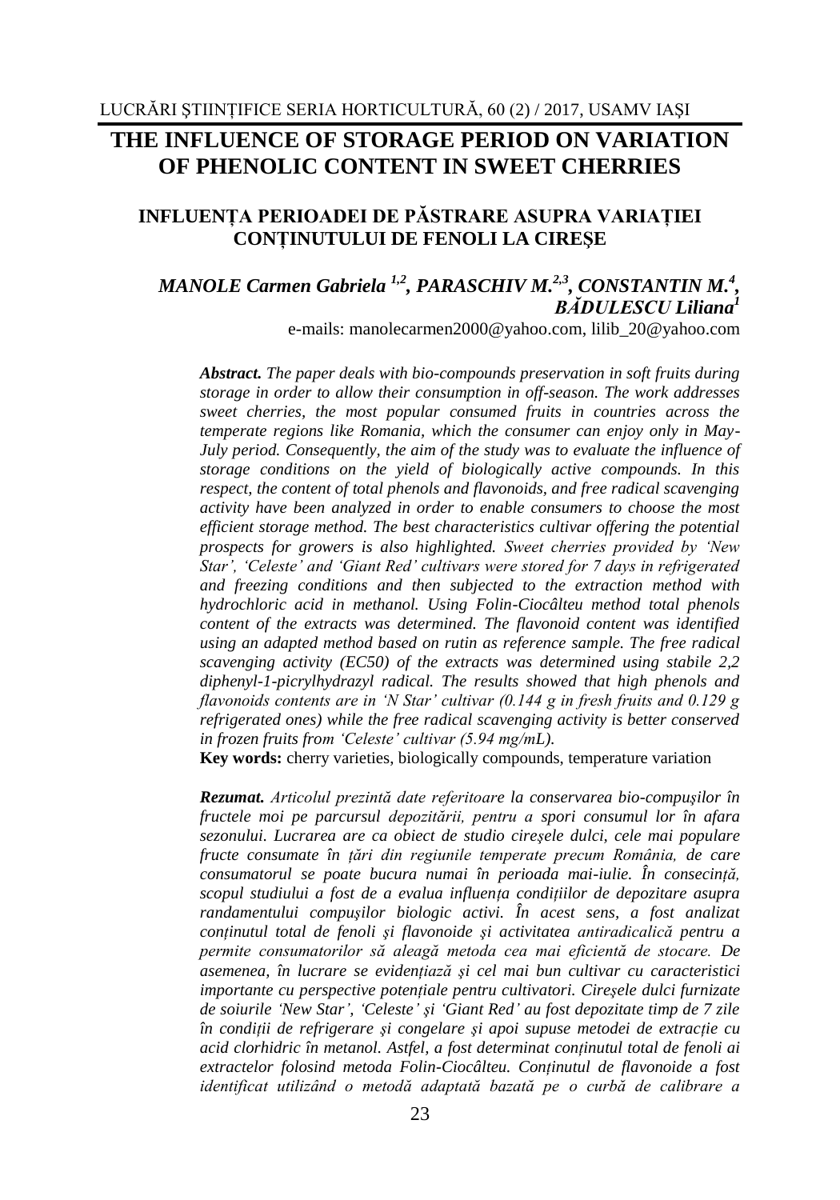# THE INFLUENCE OF STORAGE PERIOD ON VARIATION OF PHENOLIC CONTENT IN SWEET CHERRIES

## INFLUENȚA PERIOADEI DE PĂSTRARE ASUPRA VARIAȚIEI CONȚINUTULUI DE FENOLI LA CIREȘE

***MANOLE Carmen Gabriela*** [1,2]***, PARASCHIV M.*** [2,3]***, CONSTANTIN M.*** [4]***, BĂDULESCU Liliana*** [1]

e-mails: manolecarmen2000@yahoo.com, lilib_20@yahoo.com

***Abstract.*** *The paper deals with bio-compounds preservation in soft fruits during storage in order to allow their consumption in off-season. The work addresses sweet cherries, the most popular consumed fruits in countries across the temperate regions like Romania, which the consumer can enjoy only in May-July period. Consequently, the aim of the study was to evaluate the influence of storage conditions on the yield of biologically active compounds. In this respect, the content of total phenols and flavonoids, and free radical scavenging activity have been analyzed in order to enable consumers to choose the most efficient storage method. The best characteristics cultivar offering the potential prospects for growers is also highlighted. Sweet cherries provided by 'New Star', 'Celeste' and 'Giant Red' cultivars were stored for 7 days in refrigerated and freezing conditions and then subjected to the extraction method with hydrochloric acid in methanol. Using Folin-Ciocâlteu method total phenols content of the extracts was determined. The flavonoid content was identified using an adapted method based on rutin as reference sample. The free radical scavenging activity (EC50) of the extracts was determined using stabile 2,2 diphenyl-1-picrylhydrazyl radical. The results showed that high phenols and flavonoids contents are in 'N Star' cultivar (0.144 g in fresh fruits and 0.129 g refrigerated ones) while the free radical scavenging activity is better conserved in frozen fruits from 'Celeste' cultivar (5.94 mg/mL).*

**Key words:** cherry varieties, biologically compounds, temperature variation

***Rezumat.*** *Articolul prezintă date referitoare la conservarea bio-compuşilor în fructele moi pe parcursul depozitării, pentru a spori consumul lor în afara sezonului. Lucrarea are ca obiect de studio cireşele dulci, cele mai populare fructe consumate în țări din regiunile temperate precum România, de care consumatorul se poate bucura numai în perioada mai-iulie. În consecință, scopul studiului a fost de a evalua influența condițiilor de depozitare asupra randamentului compuşilor biologic activi. În acest sens, a fost analizat conținutul total de fenoli şi flavonoide şi activitatea antiradicalică pentru a permite consumatorilor să aleagă metoda cea mai eficientă de stocare. De asemenea, în lucrare se evidențiază şi cel mai bun cultivar cu caracteristici importante cu perspective potențiale pentru cultivatori. Cireşele dulci furnizate de soiurile 'New Star', 'Celeste' şi 'Giant Red' au fost depozitate timp de 7 zile în condiții de refrigerare şi congelare şi apoi supuse metodei de extracție cu acid clorhidric în metanol. Astfel, a fost determinat conținutul total de fenoli ai extractelor folosind metoda Folin-Ciocâlteu. Conținutul de flavonoide a fost identificat utilizând o metodă adaptată bazată pe o curbă de calibrare a*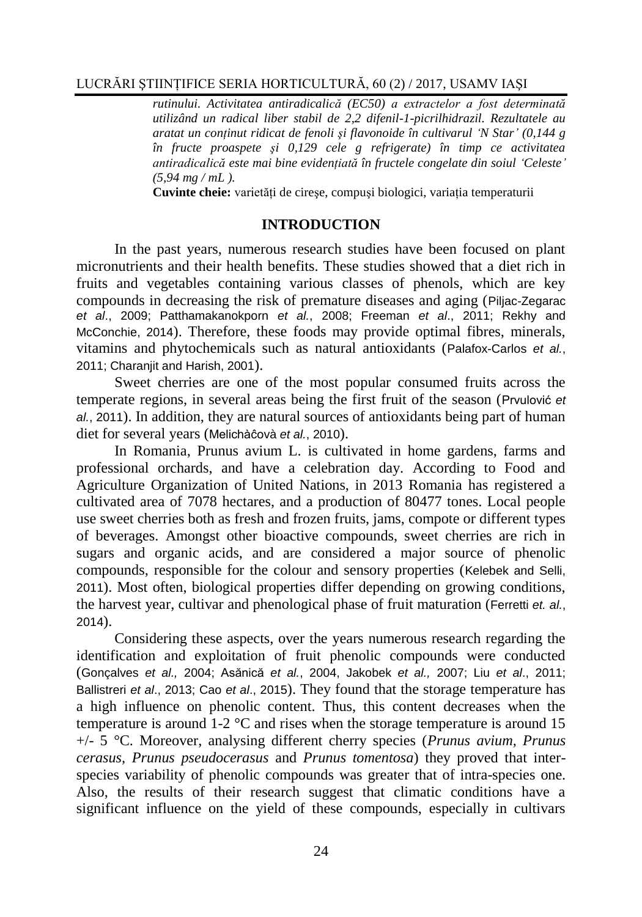*rutinului. Activitatea antiradicalică (EC50) a extractelor a fost determinată utilizând un radical liber stabil de 2,2 difenil-1-picrilhidrazil. Rezultatele au aratat un conținut ridicat de fenoli și flavonoide în cultivarul 'N Star' (0,144 g în fructe proaspete și 0,129 cele g refrigerate) în timp ce activitatea antiradicalică este mai bine evidențiată în fructele congelate din soiul 'Celeste' (5,94 mg / mL ).*

**Cuvinte cheie:** varietăți de cireșe, compuși biologici, variația temperaturii

## INTRODUCTION

In the past years, numerous research studies have been focused on plant micronutrients and their health benefits. These studies showed that a diet rich in fruits and vegetables containing various classes of phenols, which are key compounds in decreasing the risk of premature diseases and aging (Piljac-Zegarac *et al*., 2009; Patthamakanokporn *et al.*, 2008; Freeman *et al*., 2011; Rekhy and McConchie, 2014). Therefore, these foods may provide optimal fibres, minerals, vitamins and phytochemicals such as natural antioxidants (Palafox-Carlos *et al.*, 2011; Charanjit and Harish, 2001).

Sweet cherries are one of the most popular consumed fruits across the temperate regions, in several areas being the first fruit of the season (Prvulović *et al.*, 2011). In addition, they are natural sources of antioxidants being part of human diet for several years (Melichàĉovà *et al.*, 2010).

In Romania, Prunus avium L. is cultivated in home gardens, farms and professional orchards, and have a celebration day. According to Food and Agriculture Organization of United Nations, in 2013 Romania has registered a cultivated area of 7078 hectares, and a production of 80477 tones. Local people use sweet cherries both as fresh and frozen fruits, jams, compote or different types of beverages. Amongst other bioactive compounds, sweet cherries are rich in sugars and organic acids, and are considered a major source of phenolic compounds, responsible for the colour and sensory properties (Kelebek and Selli, 2011). Most often, biological properties differ depending on growing conditions, the harvest year, cultivar and phenological phase of fruit maturation (Ferretti *et. al.*, 2014).

Considering these aspects, over the years numerous research regarding the identification and exploitation of fruit phenolic compounds were conducted (Gonçalves *et al.,* 2004; Asănică *et al.*, 2004, Jakobek *et al.,* 2007; Liu *et al*., 2011; Ballistreri *et al*., 2013; Cao *et al*., 2015). They found that the storage temperature has a high influence on phenolic content. Thus, this content decreases when the temperature is around 1-2 °C and rises when the storage temperature is around 15 +/- 5 °C. Moreover, analysing different cherry species (*Prunus avium*, *Prunus cerasus*, *Prunus pseudocerasus* and *Prunus tomentosa*) they proved that inter-species variability of phenolic compounds was greater that of intra-species one. Also, the results of their research suggest that climatic conditions have a significant influence on the yield of these compounds, especially in cultivars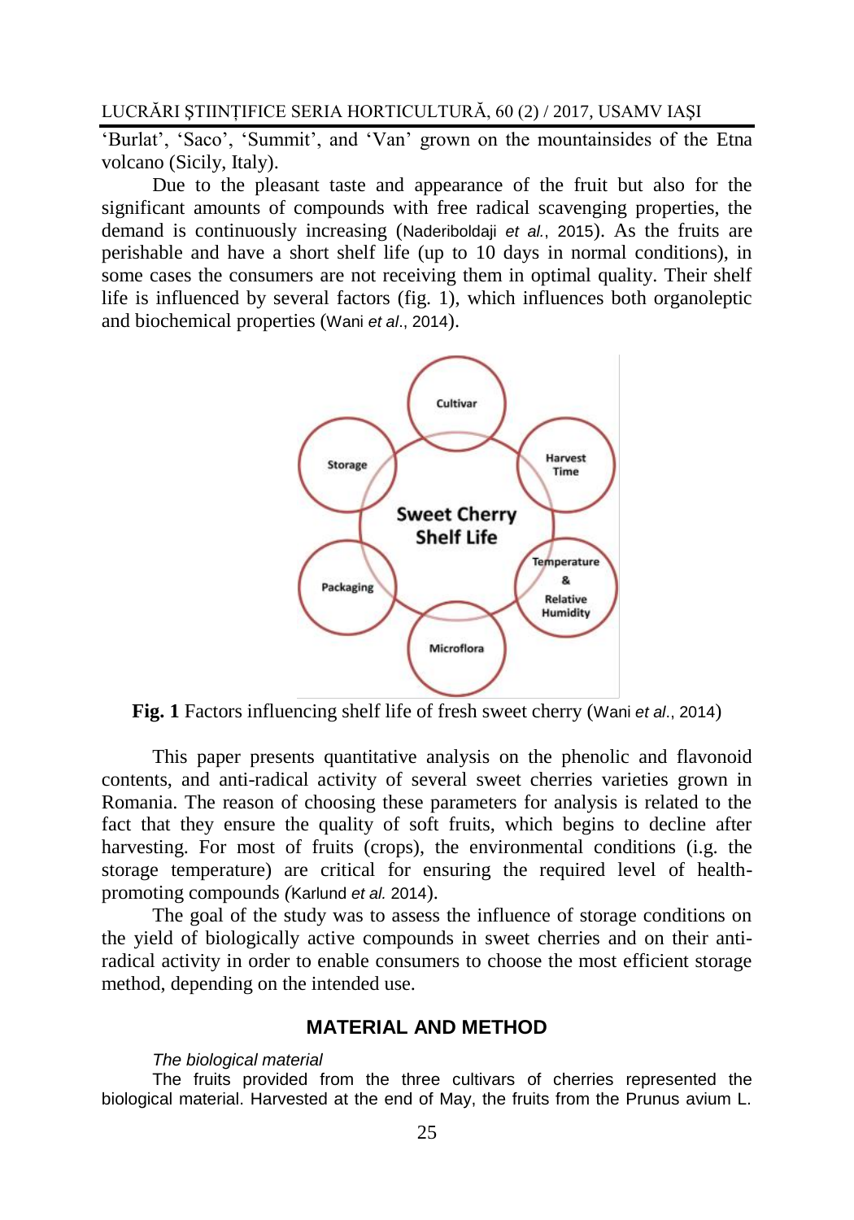'Burlat', 'Saco', 'Summit', and 'Van' grown on the mountainsides of the Etna volcano (Sicily, Italy).

Due to the pleasant taste and appearance of the fruit but also for the significant amounts of compounds with free radical scavenging properties, the demand is continuously increasing (Naderiboldaji *et al.*, 2015). As the fruits are perishable and have a short shelf life (up to 10 days in normal conditions), in some cases the consumers are not receiving them in optimal quality. Their shelf life is influenced by several factors (fig. 1), which influences both organoleptic and biochemical properties (Wani *et al*., 2014).

**Fig. 1** Factors influencing shelf life of fresh sweet cherry (Wani *et al*., 2014)

This paper presents quantitative analysis on the phenolic and flavonoid contents, and anti-radical activity of several sweet cherries varieties grown in Romania. The reason of choosing these parameters for analysis is related to the fact that they ensure the quality of soft fruits, which begins to decline after harvesting. For most of fruits (crops), the environmental conditions (i.e. the storage temperature) are critical for ensuring the required level of health-promoting compounds *(*Karlund *et al.* 2014).

The goal of the study was to assess the influence of storage conditions on the yield of biologically active compounds in sweet cherries and on their anti-radical activity in order to enable consumers to choose the most efficient storage method, depending on the intended use.

## MATERIAL AND METHOD

*The biological material*

The fruits provided from the three cultivars of cherries represented the biological material. Harvested at the end of May, the fruits from the Prunus avium L.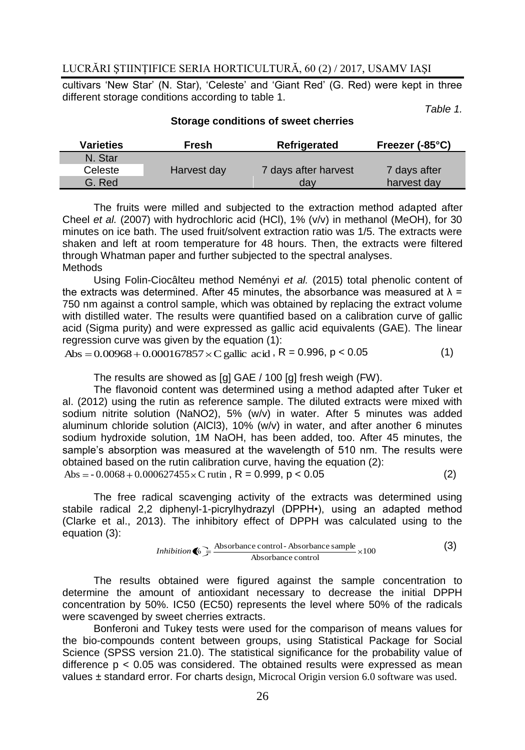cultivars 'New Star' (N. Star), 'Celeste' and 'Giant Red' (G. Red) were kept in three different storage conditions according to table 1.

*Table 1.*

**Storage conditions of sweet cherries**

| Varieties | Fresh | Refrigerated | Freezer (-85°C) |
|---|---|---|---|
| N. Star | | | |
| Celeste | Harvest day | 7 days after harvest day | 7 days after harvest day |
| G. Red | | | |

The fruits were milled and subjected to the extraction method adapted after Cheel *et al.* (2007) with hydrochloric acid (HCl), 1% (v/v) in methanol (MeOH), for 30 minutes on ice bath. The used fruit/solvent extraction ratio was 1/5. The extracts were shaken and left at room temperature for 48 hours. Then, the extracts were filtered through Whatman paper and further subjected to the spectral analyses.

Methods

Using Folin-Ciocâlteu method Neményi *et al.* (2015) total phenolic content of the extracts was determined. After 45 minutes, the absorbance was measured at $\lambda$ = 750 nm against a control sample, which was obtained by replacing the extract volume with distilled water. The results were quantified based on a calibration curve of gallic acid (Sigma purity) and were expressed as gallic acid equivalents (GAE). The linear regression curve was given by the equation (1):

$$\mathrm{Abs} = 0.00968 + 0.000167857 \times \mathrm{C\ gallic\ acid}, \ R = 0.996, \ p < 0.05 \quad (1)$$

The results are showed as [g] GAE / 100 [g] fresh weigh (FW).

The flavonoid content was determined using a method adapted after Tuker et al. (2012) using the rutin as reference sample. The diluted extracts were mixed with sodium nitrite solution (NaNO2), 5% (w/v) in water. After 5 minutes was added aluminum chloride solution (AlCl3), 10% (w/v) in water, and after another 6 minutes sodium hydroxide solution, 1M NaOH, has been added, too. After 45 minutes, the sample's absorption was measured at the wavelength of 510 nm. The results were obtained based on the rutin calibration curve, having the equation (2):

$$\mathrm{Abs} = -0.0068 + 0.000627455 \times \mathrm{C\ rutin}, \ R = 0.999, \ p < 0.05 \quad (2)$$

The free radical scavenging activity of the extracts was determined using stabile radical 2,2 diphenyl-1-picrylhydrazyl (DPPH•), using an adapted method (Clarke et al., 2013). The inhibitory effect of DPPH was calculated using to the equation (3):

$$Inhibition\ (\%) = \frac{\text{Absorbance control} - \text{Absorbance sample}}{\text{Absorbance control}} \times 100 \quad (3)$$

The results obtained were figured against the sample concentration to determine the amount of antioxidant necessary to decrease the initial DPPH concentration by 50%. IC50 (EC50) represents the level where 50% of the radicals were scavenged by sweet cherries extracts.

Bonferoni and Tukey tests were used for the comparison of means values for the bio-compounds content between groups, using Statistical Package for Social Science (SPSS version 21.0). The statistical significance for the probability value of difference $p < 0.05$ was considered. The obtained results were expressed as mean values ± standard error. For charts design, Microcal Origin version 6.0 software was used.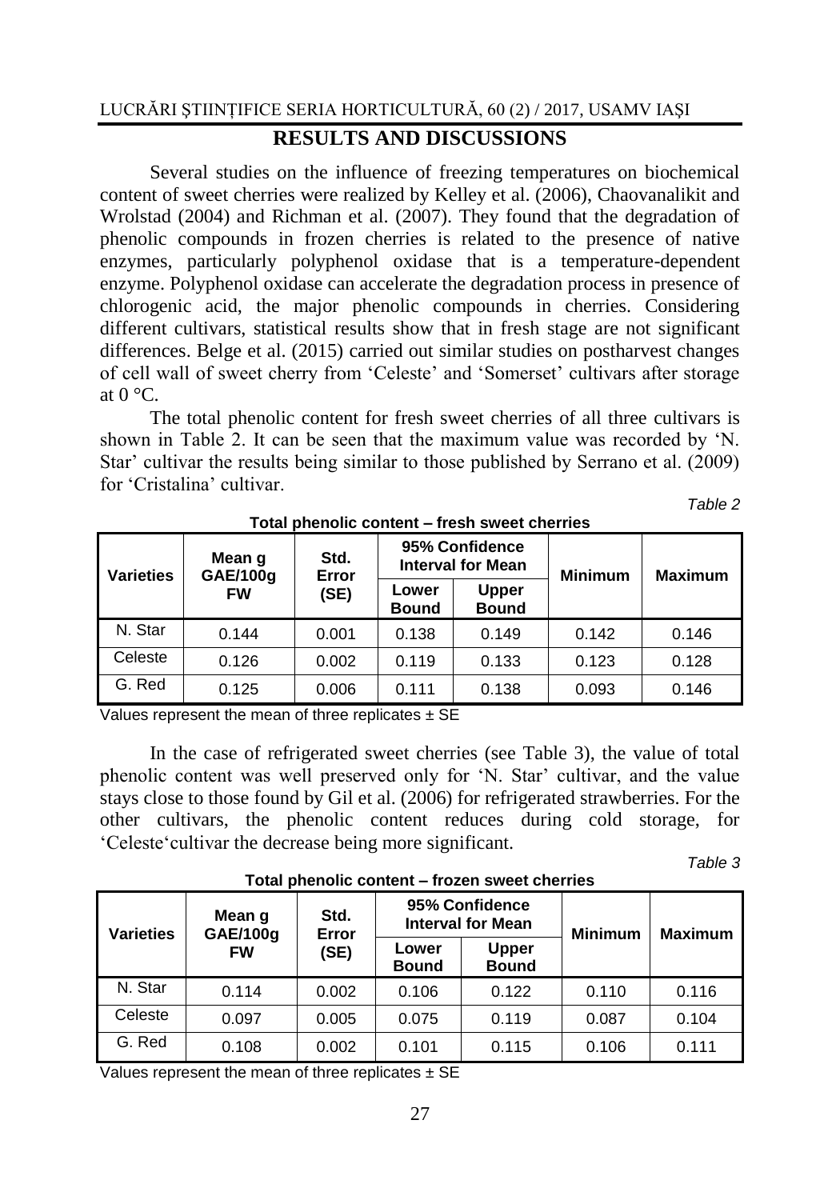## RESULTS AND DISCUSSIONS

Several studies on the influence of freezing temperatures on biochemical content of sweet cherries were realized by Kelley et al. (2006), Chaovanalikit and Wrolstad (2004) and Richman et al. (2007). They found that the degradation of phenolic compounds in frozen cherries is related to the presence of native enzymes, particularly polyphenol oxidase that is a temperature-dependent enzyme. Polyphenol oxidase can accelerate the degradation process in presence of chlorogenic acid, the major phenolic compounds in cherries. Considering different cultivars, statistical results show that in fresh stage are not significant differences. Belge et al. (2015) carried out similar studies on postharvest changes of cell wall of sweet cherry from 'Celeste' and 'Somerset' cultivars after storage at 0 °C.

The total phenolic content for fresh sweet cherries of all three cultivars is shown in Table 2. It can be seen that the maximum value was recorded by 'N. Star' cultivar the results being similar to those published by Serrano et al. (2009) for 'Cristalina' cultivar.

*Table 2*

**Total phenolic content – fresh sweet cherries**

| Varieties | Mean g GAE/100g FW | Std. Error (SE) | 95% Confidence Interval for Mean | | Minimum | Maximum |
|---|---|---|---|---|---|---|
| | | | Lower Bound | Upper Bound | | |
| N. Star | 0.144 | 0.001 | 0.138 | 0.149 | 0.142 | 0.146 |
| Celeste | 0.126 | 0.002 | 0.119 | 0.133 | 0.123 | 0.128 |
| G. Red | 0.125 | 0.006 | 0.111 | 0.138 | 0.093 | 0.146 |

Values represent the mean of three replicates ± SE

In the case of refrigerated sweet cherries (see Table 3), the value of total phenolic content was well preserved only for 'N. Star' cultivar, and the value stays close to those found by Gil et al. (2006) for refrigerated strawberries. For the other cultivars, the phenolic content reduces during cold storage, for 'Celeste'cultivar the decrease being more significant.

*Table 3*

**Total phenolic content – frozen sweet cherries**

| Varieties | Mean g GAE/100g FW | Std. Error (SE) | 95% Confidence Interval for Mean | | Minimum | Maximum |
|---|---|---|---|---|---|---|
| | | | Lower Bound | Upper Bound | | |
| N. Star | 0.114 | 0.002 | 0.106 | 0.122 | 0.110 | 0.116 |
| Celeste | 0.097 | 0.005 | 0.075 | 0.119 | 0.087 | 0.104 |
| G. Red | 0.108 | 0.002 | 0.101 | 0.115 | 0.106 | 0.111 |

Values represent the mean of three replicates ± SE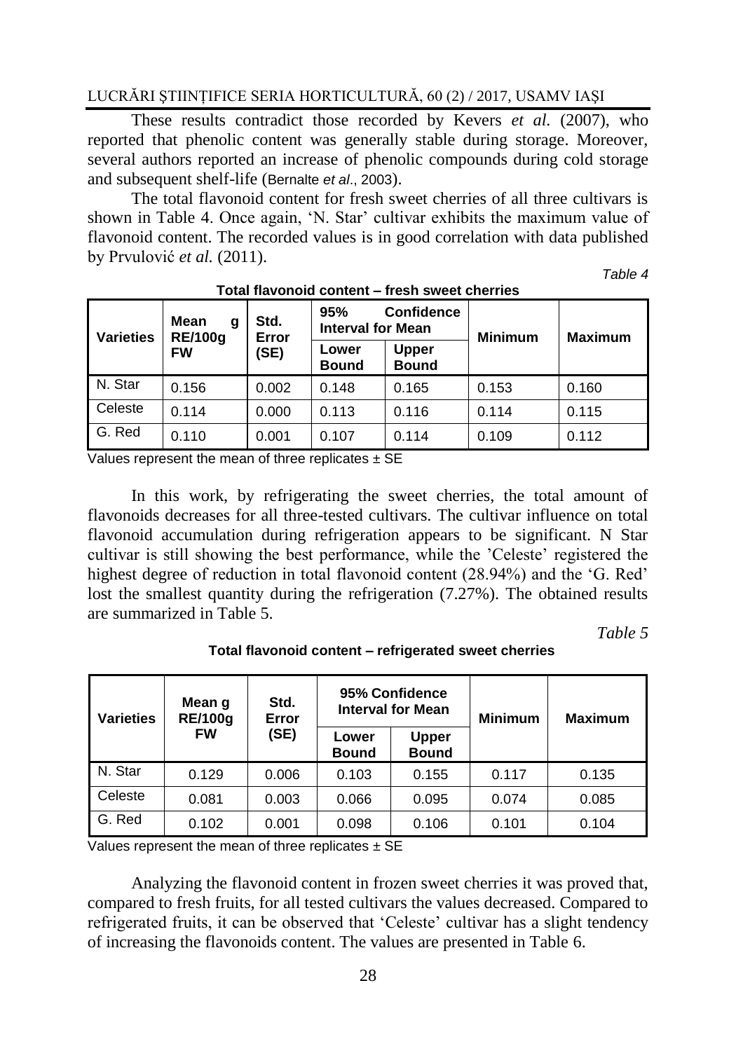These results contradict those recorded by Kevers *et al.* (2007), who reported that phenolic content was generally stable during storage. Moreover, several authors reported an increase of phenolic compounds during cold storage and subsequent shelf-life (Bernalte *et al*., 2003).

The total flavonoid content for fresh sweet cherries of all three cultivars is shown in Table 4. Once again, 'N. Star' cultivar exhibits the maximum value of flavonoid content. The recorded values is in good correlation with data published by Prvulović *et al.* (2011).

*Table 4*

**Total flavonoid content – fresh sweet cherries**

| Varieties | Mean g RE/100g FW | Std. Error (SE) | 95% Confidence Interval for Mean | | Minimum | Maximum |
|---|---|---|---|---|---|---|
| | | | Lower Bound | Upper Bound | | |
| N. Star | 0.156 | 0.002 | 0.148 | 0.165 | 0.153 | 0.160 |
| Celeste | 0.114 | 0.000 | 0.113 | 0.116 | 0.114 | 0.115 |
| G. Red | 0.110 | 0.001 | 0.107 | 0.114 | 0.109 | 0.112 |

Values represent the mean of three replicates ± SE

In this work, by refrigerating the sweet cherries, the total amount of flavonoids decreases for all three-tested cultivars. The cultivar influence on total flavonoid accumulation during refrigeration appears to be significant. N Star cultivar is still showing the best performance, while the 'Celeste' registered the highest degree of reduction in total flavonoid content (28.94%) and the 'G. Red' lost the smallest quantity during the refrigeration (7.27%). The obtained results are summarized in Table 5.

*Table 5*

**Total flavonoid content – refrigerated sweet cherries**

| Varieties | Mean g RE/100g FW | Std. Error (SE) | 95% Confidence Interval for Mean | | Minimum | Maximum |
|---|---|---|---|---|---|---|
| | | | Lower Bound | Upper Bound | | |
| N. Star | 0.129 | 0.006 | 0.103 | 0.155 | 0.117 | 0.135 |
| Celeste | 0.081 | 0.003 | 0.066 | 0.095 | 0.074 | 0.085 |
| G. Red | 0.102 | 0.001 | 0.098 | 0.106 | 0.101 | 0.104 |

Values represent the mean of three replicates ± SE

Analyzing the flavonoid content in frozen sweet cherries it was proved that, compared to fresh fruits, for all tested cultivars the values decreased. Compared to refrigerated fruits, it can be observed that 'Celeste' cultivar has a slight tendency of increasing the flavonoids content. The values are presented in Table 6.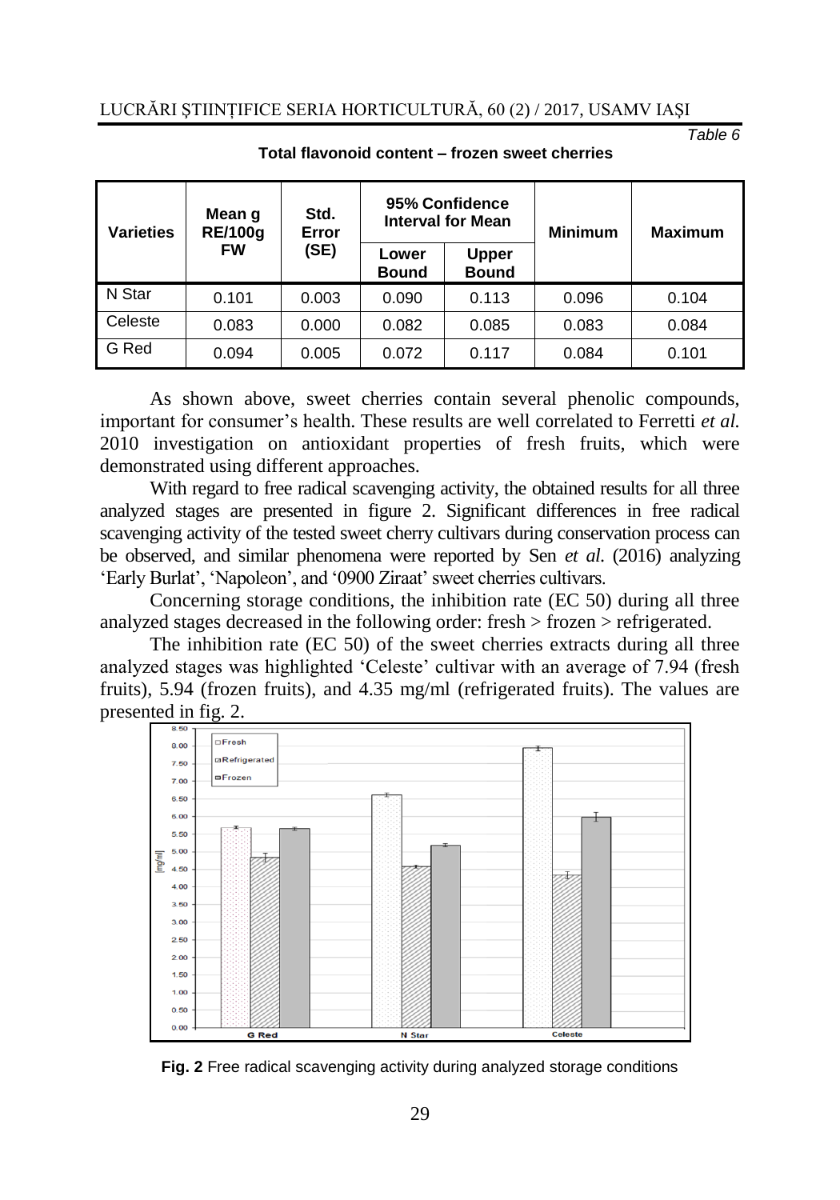Table 6

**Total flavonoid content – frozen sweet cherries**

| Varieties | Mean g RE/100g FW | Std. Error (SE) | 95% Confidence Interval for Mean | | Minimum | Maximum |
|---|---|---|---|---|---|---|
| | | | Lower Bound | Upper Bound | | |
| N Star | 0.101 | 0.003 | 0.090 | 0.113 | 0.096 | 0.104 |
| Celeste | 0.083 | 0.000 | 0.082 | 0.085 | 0.083 | 0.084 |
| G Red | 0.094 | 0.005 | 0.072 | 0.117 | 0.084 | 0.101 |

As shown above, sweet cherries contain several phenolic compounds, important for consumer's health. These results are well correlated to Ferretti *et al.* 2010 investigation on antioxidant properties of fresh fruits, which were demonstrated using different approaches.

With regard to free radical scavenging activity, the obtained results for all three analyzed stages are presented in figure 2. Significant differences in free radical scavenging activity of the tested sweet cherry cultivars during conservation process can be observed, and similar phenomena were reported by Sen *et al.* (2016) analyzing 'Early Burlat', 'Napoleon', and '0900 Ziraat' sweet cherries cultivars.

Concerning storage conditions, the inhibition rate (EC 50) during all three analyzed stages decreased in the following order: fresh > frozen > refrigerated.

The inhibition rate (EC 50) of the sweet cherries extracts during all three analyzed stages was highlighted 'Celeste' cultivar with an average of 7.94 (fresh fruits), 5.94 (frozen fruits), and 4.35 mg/ml (refrigerated fruits). The values are presented in fig. 2.

**Fig. 2** Free radical scavenging activity during analyzed storage conditions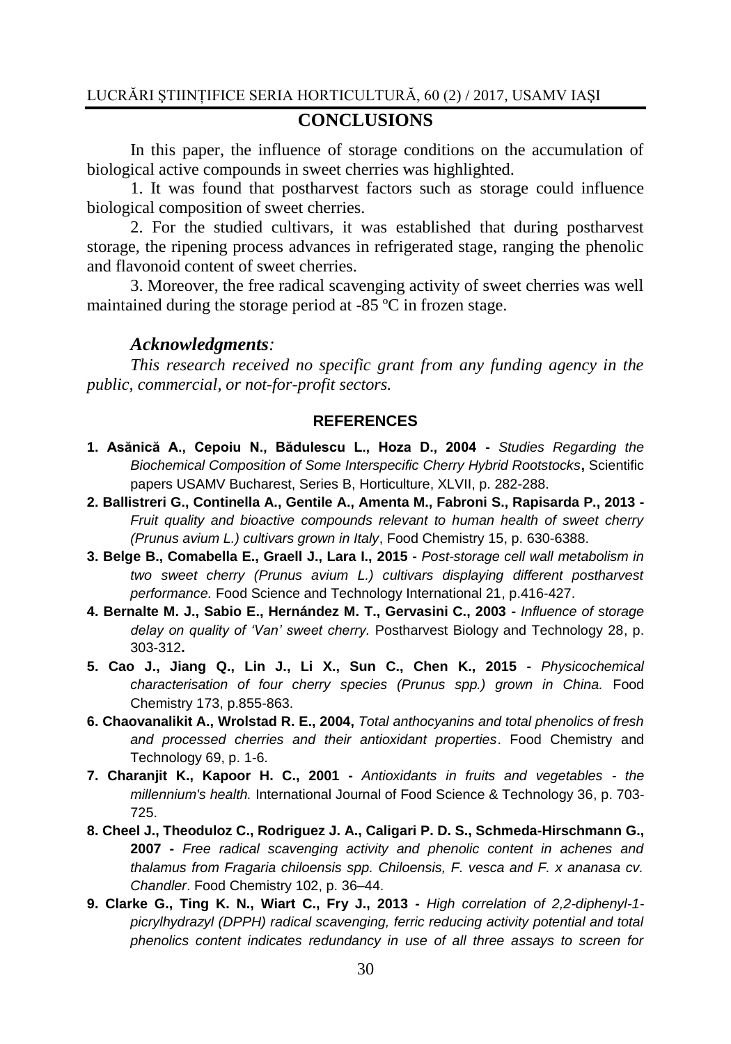## CONCLUSIONS

In this paper, the influence of storage conditions on the accumulation of biological active compounds in sweet cherries was highlighted.

1. It was found that postharvest factors such as storage could influence biological composition of sweet cherries.

2. For the studied cultivars, it was established that during postharvest storage, the ripening process advances in refrigerated stage, ranging the phenolic and flavonoid content of sweet cherries.

3. Moreover, the free radical scavenging activity of sweet cherries was well maintained during the storage period at -85 ºC in frozen stage.

### *Acknowledgments:*

*This research received no specific grant from any funding agency in the public, commercial, or not-for-profit sectors.*

## REFERENCES

1. **Asănică A., Cepoiu N., Bădulescu L., Hoza D., 2004 -** *Studies Regarding the Biochemical Composition of Some Interspecific Cherry Hybrid Rootstocks***,** Scientific papers USAMV Bucharest, Series B, Horticulture, XLVII, p. 282-288.
2. **Ballistreri G., Continella A., Gentile A., Amenta M., Fabroni S., Rapisarda P., 2013 -** *Fruit quality and bioactive compounds relevant to human health of sweet cherry (Prunus avium L.) cultivars grown in Italy*, Food Chemistry 15, p. 630-6388.
3. **Belge B., Comabella E., Graell J., Lara I., 2015 -** *Post-storage cell wall metabolism in two sweet cherry (Prunus avium L.) cultivars displaying different postharvest performance.* Food Science and Technology International 21, p.416-427.
4. **Bernalte M. J., Sabio E., Hernández M. T., Gervasini C., 2003 -** *Influence of storage delay on quality of 'Van' sweet cherry.* Postharvest Biology and Technology 28, p. 303-312**.**
5. **Cao J., Jiang Q., Lin J., Li X., Sun C., Chen K., 2015 -** *Physicochemical characterisation of four cherry species (Prunus spp.) grown in China.* Food Chemistry 173, p.855-863.
6. **Chaovanalikit A., Wrolstad R. E., 2004,** *Total anthocyanins and total phenolics of fresh and processed cherries and their antioxidant properties*. Food Chemistry and Technology 69, p. 1-6.
7. **Charanjit K., Kapoor H. C., 2001 -** *Antioxidants in fruits and vegetables - the millennium's health.* International Journal of Food Science & Technology 36, p. 703-725.
8. **Cheel J., Theoduloz C., Rodriguez J. A., Caligari P. D. S., Schmeda-Hirschmann G., 2007 -** *Free radical scavenging activity and phenolic content in achenes and thalamus from Fragaria chiloensis spp. Chiloensis, F. vesca and F. x ananasa cv. Chandler*. Food Chemistry 102, p. 36–44.
9. **Clarke G., Ting K. N., Wiart C., Fry J., 2013 -** *High correlation of 2,2-diphenyl-1-picrylhydrazyl (DPPH) radical scavenging, ferric reducing activity potential and total phenolics content indicates redundancy in use of all three assays to screen for*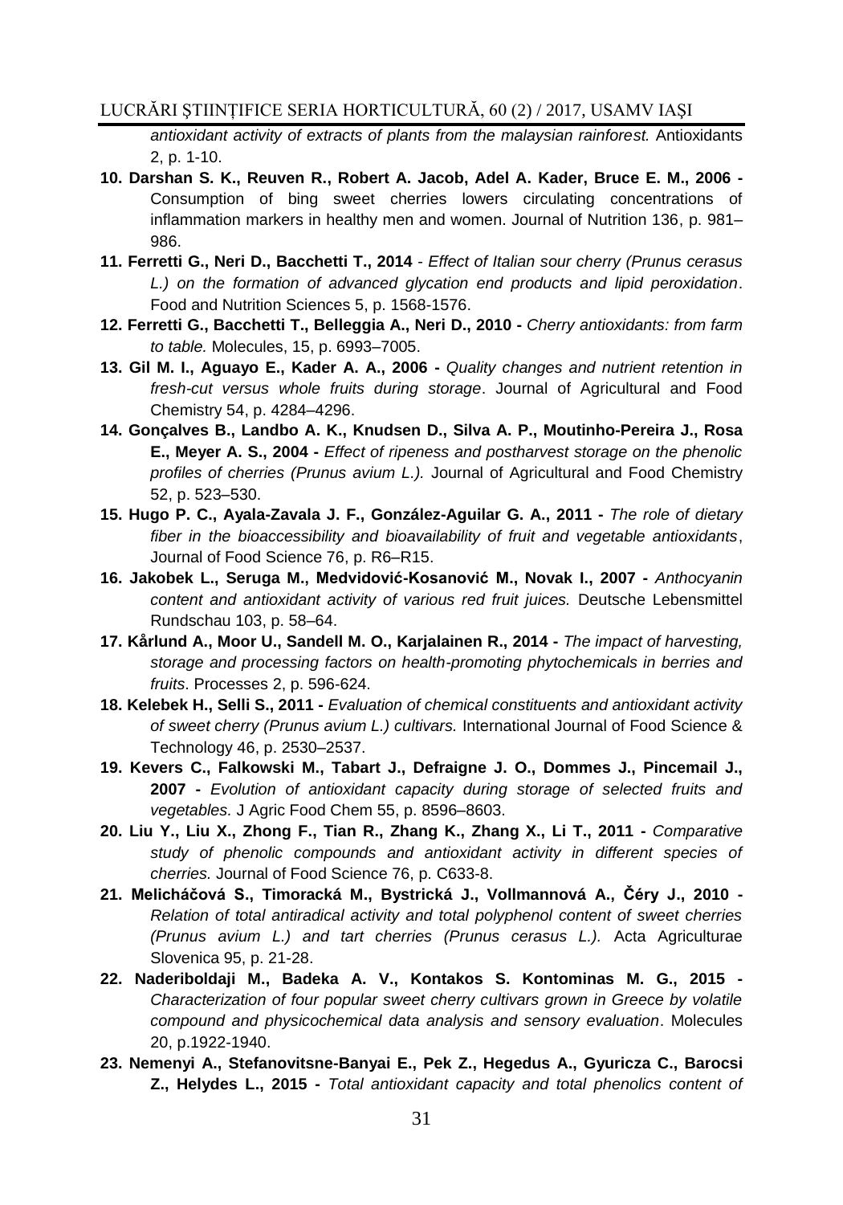*antioxidant activity of extracts of plants from the malaysian rainforest.* Antioxidants 2, p. 1-10.

10. **Darshan S. K., Reuven R., Robert A. Jacob, Adel A. Kader, Bruce E. M., 2006 -** Consumption of bing sweet cherries lowers circulating concentrations of inflammation markers in healthy men and women. Journal of Nutrition 136, p. 981–986.
11. **Ferretti G., Neri D., Bacchetti T., 2014** - *Effect of Italian sour cherry (Prunus cerasus L.) on the formation of advanced glycation end products and lipid peroxidation*. Food and Nutrition Sciences 5, p. 1568-1576.
12. **Ferretti G., Bacchetti T., Belleggia A., Neri D., 2010 -** *Cherry antioxidants: from farm to table.* Molecules, 15, p. 6993–7005.
13. **Gil M. I., Aguayo E., Kader A. A., 2006 -** *Quality changes and nutrient retention in fresh-cut versus whole fruits during storage*. Journal of Agricultural and Food Chemistry 54, p. 4284–4296.
14. **Gonçalves B., Landbo A. K., Knudsen D., Silva A. P., Moutinho-Pereira J., Rosa E., Meyer A. S., 2004 -** *Effect of ripeness and postharvest storage on the phenolic profiles of cherries (Prunus avium L.).* Journal of Agricultural and Food Chemistry 52, p. 523–530.
15. **Hugo P. C., Ayala-Zavala J. F., González-Aguilar G. A., 2011 -** *The role of dietary fiber in the bioaccessibility and bioavailability of fruit and vegetable antioxidants*, Journal of Food Science 76, p. R6–R15.
16. **Jakobek L., Seruga M., Medvidović-Kosanović M., Novak I., 2007 -** *Anthocyanin content and antioxidant activity of various red fruit juices.* Deutsche Lebensmittel Rundschau 103, p. 58–64.
17. **Kårlund A., Moor U., Sandell M. O., Karjalainen R., 2014 -** *The impact of harvesting, storage and processing factors on health-promoting phytochemicals in berries and fruits*. Processes 2, p. 596-624.
18. **Kelebek H., Selli S., 2011 -** *Evaluation of chemical constituents and antioxidant activity of sweet cherry (Prunus avium L.) cultivars.* International Journal of Food Science & Technology 46, p. 2530–2537.
19. **Kevers C., Falkowski M., Tabart J., Defraigne J. O., Dommes J., Pincemail J., 2007 -** *Evolution of antioxidant capacity during storage of selected fruits and vegetables.* J Agric Food Chem 55, p. 8596–8603.
20. **Liu Y., Liu X., Zhong F., Tian R., Zhang K., Zhang X., Li T., 2011 -** *Comparative study of phenolic compounds and antioxidant activity in different species of cherries.* Journal of Food Science 76, p. C633-8.
21. **Melicháčová S., Timoracká M., Bystrická J., Vollmannová A., Čéry J., 2010 -** *Relation of total antiradical activity and total polyphenol content of sweet cherries (Prunus avium L.) and tart cherries (Prunus cerasus L.).* Acta Agriculturae Slovenica 95, p. 21-28.
22. **Naderiboldaji M., Badeka A. V., Kontakos S. Kontominas M. G., 2015 -** *Characterization of four popular sweet cherry cultivars grown in Greece by volatile compound and physicochemical data analysis and sensory evaluation*. Molecules 20, p.1922-1940.
23. **Nemenyi A., Stefanovitsne-Banyai E., Pek Z., Hegedus A., Gyuricza C., Barocsi Z., Helydes L., 2015 -** *Total antioxidant capacity and total phenolics content of*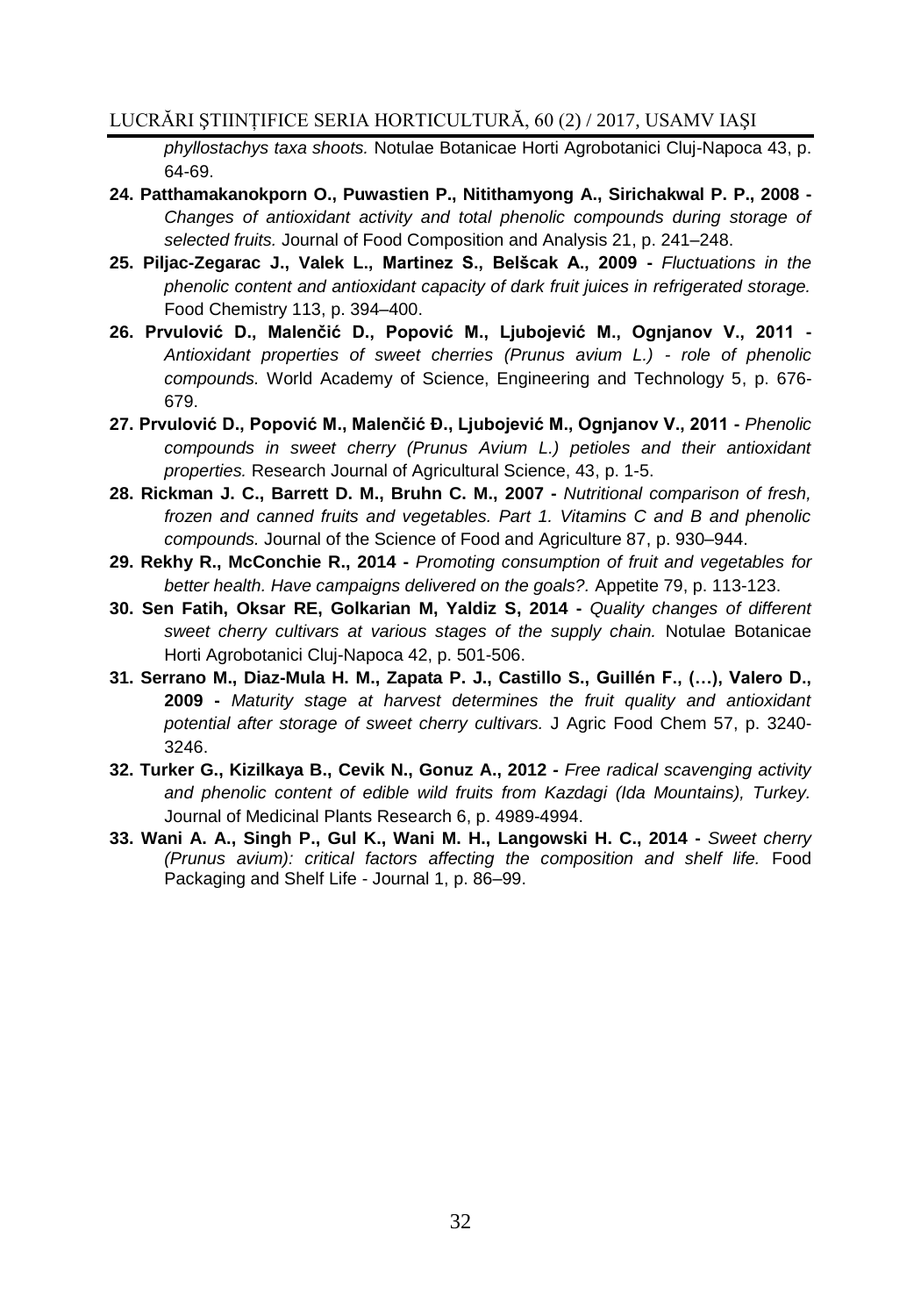*phyllostachys taxa shoots.* Notulae Botanicae Horti Agrobotanici Cluj-Napoca 43, p. 64-69.

**24. Patthamakanokporn O., Puwastien P., Nitithamyong A., Sirichakwal P. P., 2008 -** *Changes of antioxidant activity and total phenolic compounds during storage of selected fruits.* Journal of Food Composition and Analysis 21, p. 241–248.

**25. Piljac-Zegarac J., Valek L., Martinez S., Belšcak A., 2009 -** *Fluctuations in the phenolic content and antioxidant capacity of dark fruit juices in refrigerated storage.* Food Chemistry 113, p. 394–400.

**26. Prvulović D., Malenčić D., Popović M., Ljubojević M., Ognjanov V., 2011 -** *Antioxidant properties of sweet cherries (Prunus avium L.) - role of phenolic compounds.* World Academy of Science, Engineering and Technology 5, p. 676-679.

**27. Prvulović D., Popović M., Malenčić Đ., Ljubojević M., Ognjanov V., 2011 -** *Phenolic compounds in sweet cherry (Prunus Avium L.) petioles and their antioxidant properties.* Research Journal of Agricultural Science, 43, p. 1-5.

**28. Rickman J. C., Barrett D. M., Bruhn C. M., 2007 -** *Nutritional comparison of fresh, frozen and canned fruits and vegetables. Part 1. Vitamins C and B and phenolic compounds.* Journal of the Science of Food and Agriculture 87, p. 930–944.

**29. Rekhy R., McConchie R., 2014 -** *Promoting consumption of fruit and vegetables for better health. Have campaigns delivered on the goals?.* Appetite 79, p. 113-123.

**30. Sen Fatih, Oksar RE, Golkarian M, Yaldiz S, 2014 -** *Quality changes of different sweet cherry cultivars at various stages of the supply chain.* Notulae Botanicae Horti Agrobotanici Cluj-Napoca 42, p. 501-506.

**31. Serrano M., Diaz-Mula H. M., Zapata P. J., Castillo S., Guillén F., (…), Valero D., 2009 -** *Maturity stage at harvest determines the fruit quality and antioxidant potential after storage of sweet cherry cultivars.* J Agric Food Chem 57, p. 3240-3246.

**32. Turker G., Kizilkaya B., Cevik N., Gonuz A., 2012 -** *Free radical scavenging activity and phenolic content of edible wild fruits from Kazdagi (Ida Mountains), Turkey.* Journal of Medicinal Plants Research 6, p. 4989-4994.

**33. Wani A. A., Singh P., Gul K., Wani M. H., Langowski H. C., 2014 -** *Sweet cherry (Prunus avium): critical factors affecting the composition and shelf life.* Food Packaging and Shelf Life - Journal 1, p. 86–99.